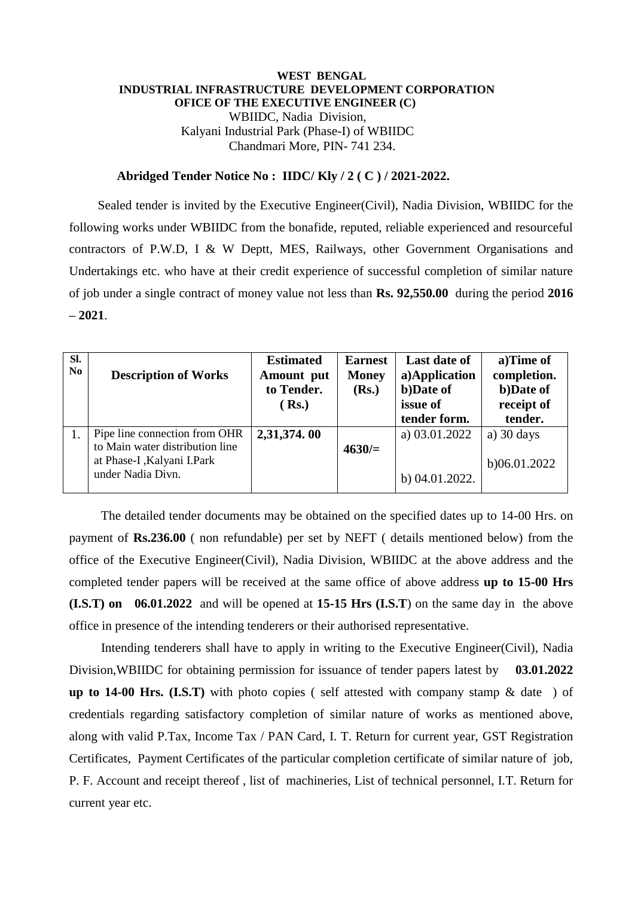**WEST BENGAL**
**INDUSTRIAL INFRASTRUCTURE DEVELOPMENT CORPORATION**
**OFICE OF THE EXECUTIVE ENGINEER (C)**
WBIIDC, Nadia Division,
Kalyani Industrial Park (Phase-I) of WBIIDC
Chandmari More, PIN- 741 234.

**Abridged Tender Notice No : IIDC/ Kly / 2 ( C ) / 2021-2022.**

Sealed tender is invited by the Executive Engineer(Civil), Nadia Division, WBIIDC for the following works under WBIIDC from the bonafide, reputed, reliable experienced and resourceful contractors of P.W.D, I & W Deptt, MES, Railways, other Government Organisations and Undertakings etc. who have at their credit experience of successful completion of similar nature of job under a single contract of money value not less than **Rs. 92,550.00** during the period **2016 – 2021**.

| Sl. No | Description of Works | Estimated Amount put to Tender. ( Rs.) | Earnest Money (Rs.) | Last date of a)Application b)Date of issue of tender form. | a)Time of completion. b)Date of receipt of tender. |
|---|---|---|---|---|---|
| 1. | Pipe line connection from OHR to Main water distribution line at Phase-I ,Kalyani I.Park under Nadia Divn. | **2,31,374. 00** | **4630/=** | a) 03.01.2022<br>b) 04.01.2022. | a) 30 days<br>b)06.01.2022 |

The detailed tender documents may be obtained on the specified dates up to 14-00 Hrs. on payment of **Rs.236.00** ( non refundable) per set by NEFT ( details mentioned below) from the office of the Executive Engineer(Civil), Nadia Division, WBIIDC at the above address and the completed tender papers will be received at the same office of above address **up to 15-00 Hrs (I.S.T) on 06.01.2022** and will be opened at **15-15 Hrs (I.S.T**) on the same day in the above office in presence of the intending tenderers or their authorised representative.

Intending tenderers shall have to apply in writing to the Executive Engineer(Civil), Nadia Division,WBIIDC for obtaining permission for issuance of tender papers latest by **03.01.2022 up to 14-00 Hrs. (I.S.T)** with photo copies ( self attested with company stamp & date ) of credentials regarding satisfactory completion of similar nature of works as mentioned above, along with valid P.Tax, Income Tax / PAN Card, I. T. Return for current year, GST Registration Certificates, Payment Certificates of the particular completion certificate of similar nature of job, P. F. Account and receipt thereof , list of machineries, List of technical personnel, I.T. Return for current year etc.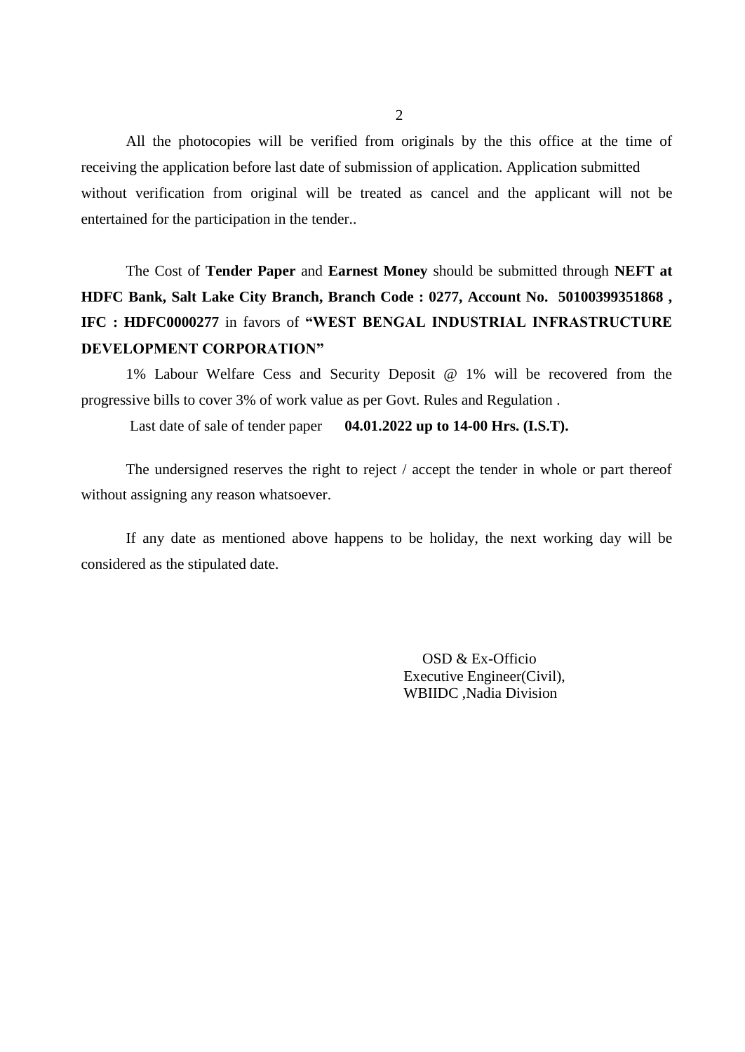All the photocopies will be verified from originals by the this office at the time of receiving the application before last date of submission of application. Application submitted without verification from original will be treated as cancel and the applicant will not be entertained for the participation in the tender..

The Cost of **Tender Paper** and **Earnest Money** should be submitted through **NEFT at HDFC Bank, Salt Lake City Branch, Branch Code : 0277, Account No. 50100399351868 , IFC : HDFC0000277** in favors of **"WEST BENGAL INDUSTRIAL INFRASTRUCTURE DEVELOPMENT CORPORATION"**

1% Labour Welfare Cess and Security Deposit @ 1% will be recovered from the progressive bills to cover 3% of work value as per Govt. Rules and Regulation .

Last date of sale of tender paper **04.01.2022 up to 14-00 Hrs. (I.S.T).**

The undersigned reserves the right to reject / accept the tender in whole or part thereof without assigning any reason whatsoever.

If any date as mentioned above happens to be holiday, the next working day will be considered as the stipulated date.

OSD & Ex-Officio
Executive Engineer(Civil),
WBIIDC ,Nadia Division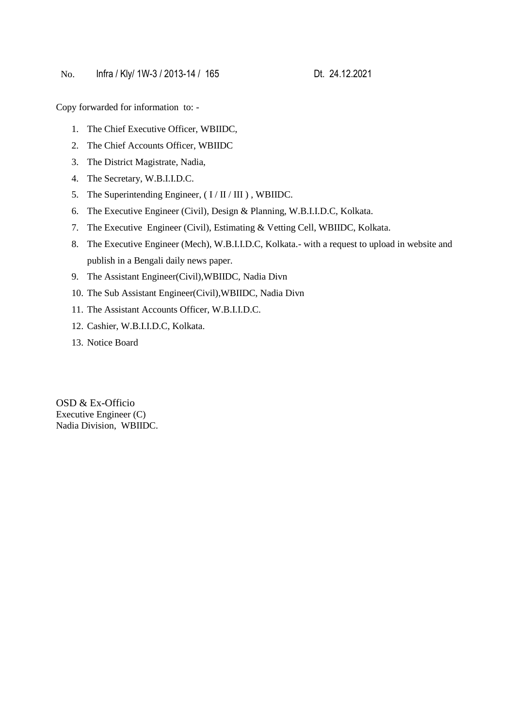No. Infra / Kly/ 1W-3 / 2013-14 / 165 Dt. 24.12.2021

Copy forwarded for information to: -

1. The Chief Executive Officer, WBIIDC,
2. The Chief Accounts Officer, WBIIDC
3. The District Magistrate, Nadia,
4. The Secretary, W.B.I.I.D.C.
5. The Superintending Engineer, ( I / II / III ) , WBIIDC.
6. The Executive Engineer (Civil), Design & Planning, W.B.I.I.D.C, Kolkata.
7. The Executive Engineer (Civil), Estimating & Vetting Cell, WBIIDC, Kolkata.
8. The Executive Engineer (Mech), W.B.I.I.D.C, Kolkata.- with a request to upload in website and publish in a Bengali daily news paper.
9. The Assistant Engineer(Civil),WBIIDC, Nadia Divn
10. The Sub Assistant Engineer(Civil),WBIIDC, Nadia Divn
11. The Assistant Accounts Officer, W.B.I.I.D.C.
12. Cashier, W.B.I.I.D.C, Kolkata.
13. Notice Board

OSD & Ex-Officio
Executive Engineer (C)
Nadia Division, WBIIDC.